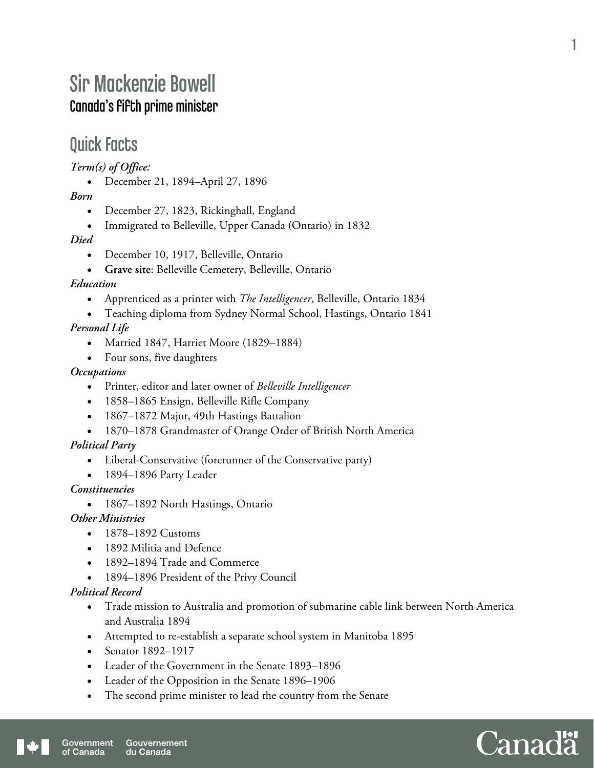# Sir Mackenzie Bowell

### Canada's fifth prime minister

## Quick Facts

***Term(s) of Office:***

- December 21, 1894–April 27, 1896

***Born***

- December 27, 1823, Rickinghall, England
- Immigrated to Belleville, Upper Canada (Ontario) in 1832

***Died***

- December 10, 1917, Belleville, Ontario
- **Grave site**: Belleville Cemetery, Belleville, Ontario

***Education***

- Apprenticed as a printer with *The Intelligencer*, Belleville, Ontario 1834
- Teaching diploma from Sydney Normal School, Hastings, Ontario 1841

***Personal Life***

- Married 1847, Harriet Moore (1829–1884)
- Four sons, five daughters

***Occupations***

- Printer, editor and later owner of *Belleville Intelligencer*
- 1858–1865 Ensign, Belleville Rifle Company
- 1867–1872 Major, 49th Hastings Battalion
- 1870–1878 Grandmaster of Orange Order of British North America

***Political Party***

- Liberal-Conservative (forerunner of the Conservative party)
- 1894–1896 Party Leader

***Constituencies***

- 1867–1892 North Hastings, Ontario

***Other Ministries***

- 1878–1892 Customs
- 1892 Militia and Defence
- 1892–1894 Trade and Commerce
- 1894–1896 President of the Privy Council

***Political Record***

- Trade mission to Australia and promotion of submarine cable link between North America and Australia 1894
- Attempted to re-establish a separate school system in Manitoba 1895
- Senator 1892–1917
- Leader of the Government in the Senate 1893–1896
- Leader of the Opposition in the Senate 1896–1906
- The second prime minister to lead the country from the Senate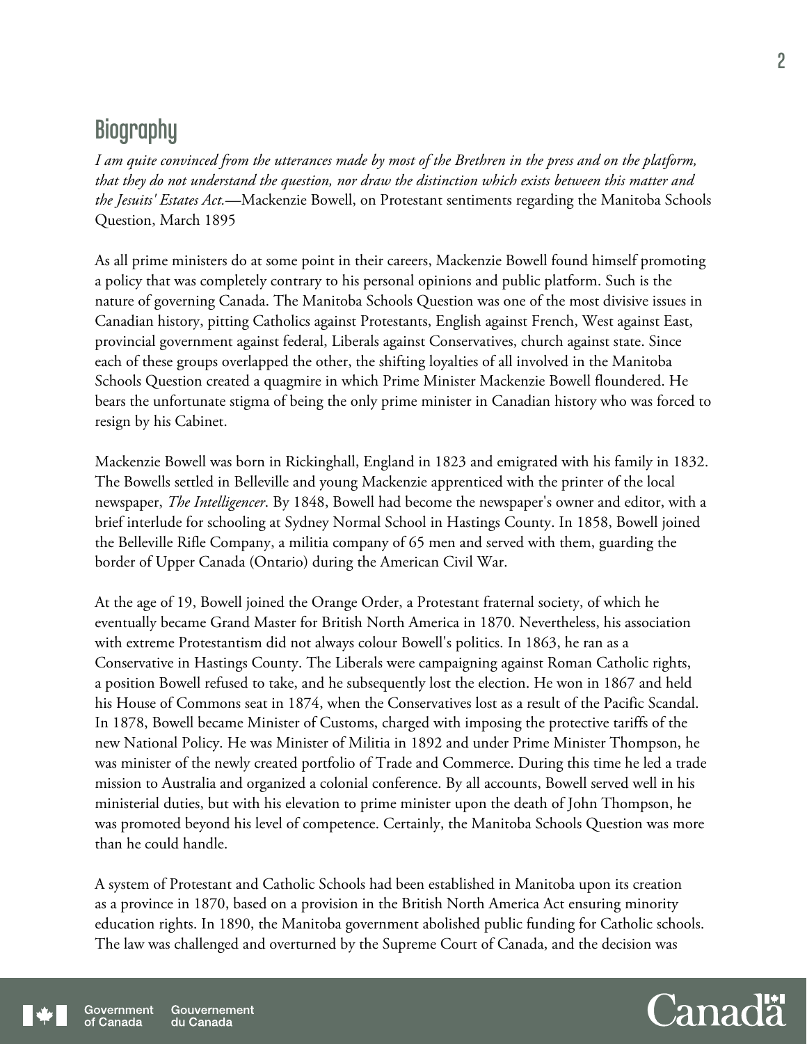## Biography

*I am quite convinced from the utterances made by most of the Brethren in the press and on the platform, that they do not understand the question, nor draw the distinction which exists between this matter and the Jesuits' Estates Act.*—Mackenzie Bowell, on Protestant sentiments regarding the Manitoba Schools Question, March 1895

As all prime ministers do at some point in their careers, Mackenzie Bowell found himself promoting a policy that was completely contrary to his personal opinions and public platform. Such is the nature of governing Canada. The Manitoba Schools Question was one of the most divisive issues in Canadian history, pitting Catholics against Protestants, English against French, West against East, provincial government against federal, Liberals against Conservatives, church against state. Since each of these groups overlapped the other, the shifting loyalties of all involved in the Manitoba Schools Question created a quagmire in which Prime Minister Mackenzie Bowell floundered. He bears the unfortunate stigma of being the only prime minister in Canadian history who was forced to resign by his Cabinet.

Mackenzie Bowell was born in Rickinghall, England in 1823 and emigrated with his family in 1832. The Bowells settled in Belleville and young Mackenzie apprenticed with the printer of the local newspaper, *The Intelligencer*. By 1848, Bowell had become the newspaper's owner and editor, with a brief interlude for schooling at Sydney Normal School in Hastings County. In 1858, Bowell joined the Belleville Rifle Company, a militia company of 65 men and served with them, guarding the border of Upper Canada (Ontario) during the American Civil War.

At the age of 19, Bowell joined the Orange Order, a Protestant fraternal society, of which he eventually became Grand Master for British North America in 1870. Nevertheless, his association with extreme Protestantism did not always colour Bowell's politics. In 1863, he ran as a Conservative in Hastings County. The Liberals were campaigning against Roman Catholic rights, a position Bowell refused to take, and he subsequently lost the election. He won in 1867 and held his House of Commons seat in 1874, when the Conservatives lost as a result of the Pacific Scandal. In 1878, Bowell became Minister of Customs, charged with imposing the protective tariffs of the new National Policy. He was Minister of Militia in 1892 and under Prime Minister Thompson, he was minister of the newly created portfolio of Trade and Commerce. During this time he led a trade mission to Australia and organized a colonial conference. By all accounts, Bowell served well in his ministerial duties, but with his elevation to prime minister upon the death of John Thompson, he was promoted beyond his level of competence. Certainly, the Manitoba Schools Question was more than he could handle.

A system of Protestant and Catholic Schools had been established in Manitoba upon its creation as a province in 1870, based on a provision in the British North America Act ensuring minority education rights. In 1890, the Manitoba government abolished public funding for Catholic schools. The law was challenged and overturned by the Supreme Court of Canada, and the decision was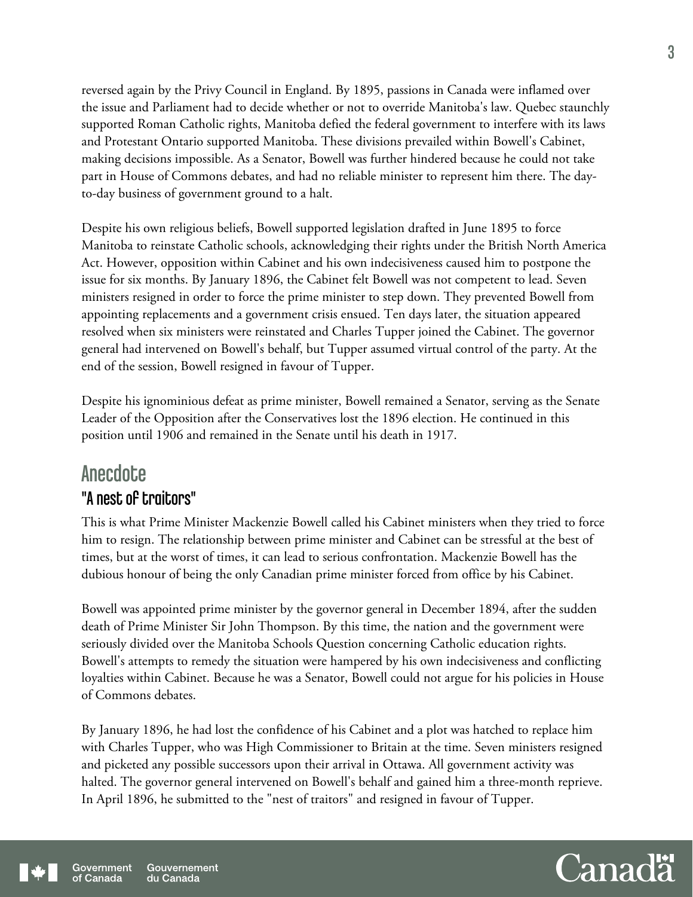reversed again by the Privy Council in England. By 1895, passions in Canada were inflamed over the issue and Parliament had to decide whether or not to override Manitoba's law. Quebec staunchly supported Roman Catholic rights, Manitoba defied the federal government to interfere with its laws and Protestant Ontario supported Manitoba. These divisions prevailed within Bowell's Cabinet, making decisions impossible. As a Senator, Bowell was further hindered because he could not take part in House of Commons debates, and had no reliable minister to represent him there. The day-to-day business of government ground to a halt.

Despite his own religious beliefs, Bowell supported legislation drafted in June 1895 to force Manitoba to reinstate Catholic schools, acknowledging their rights under the British North America Act. However, opposition within Cabinet and his own indecisiveness caused him to postpone the issue for six months. By January 1896, the Cabinet felt Bowell was not competent to lead. Seven ministers resigned in order to force the prime minister to step down. They prevented Bowell from appointing replacements and a government crisis ensued. Ten days later, the situation appeared resolved when six ministers were reinstated and Charles Tupper joined the Cabinet. The governor general had intervened on Bowell's behalf, but Tupper assumed virtual control of the party. At the end of the session, Bowell resigned in favour of Tupper.

Despite his ignominious defeat as prime minister, Bowell remained a Senator, serving as the Senate Leader of the Opposition after the Conservatives lost the 1896 election. He continued in this position until 1906 and remained in the Senate until his death in 1917.

## Anecdote

### "A nest of traitors"

This is what Prime Minister Mackenzie Bowell called his Cabinet ministers when they tried to force him to resign. The relationship between prime minister and Cabinet can be stressful at the best of times, but at the worst of times, it can lead to serious confrontation. Mackenzie Bowell has the dubious honour of being the only Canadian prime minister forced from office by his Cabinet.

Bowell was appointed prime minister by the governor general in December 1894, after the sudden death of Prime Minister Sir John Thompson. By this time, the nation and the government were seriously divided over the Manitoba Schools Question concerning Catholic education rights. Bowell's attempts to remedy the situation were hampered by his own indecisiveness and conflicting loyalties within Cabinet. Because he was a Senator, Bowell could not argue for his policies in House of Commons debates.

By January 1896, he had lost the confidence of his Cabinet and a plot was hatched to replace him with Charles Tupper, who was High Commissioner to Britain at the time. Seven ministers resigned and picketed any possible successors upon their arrival in Ottawa. All government activity was halted. The governor general intervened on Bowell's behalf and gained him a three-month reprieve. In April 1896, he submitted to the "nest of traitors" and resigned in favour of Tupper.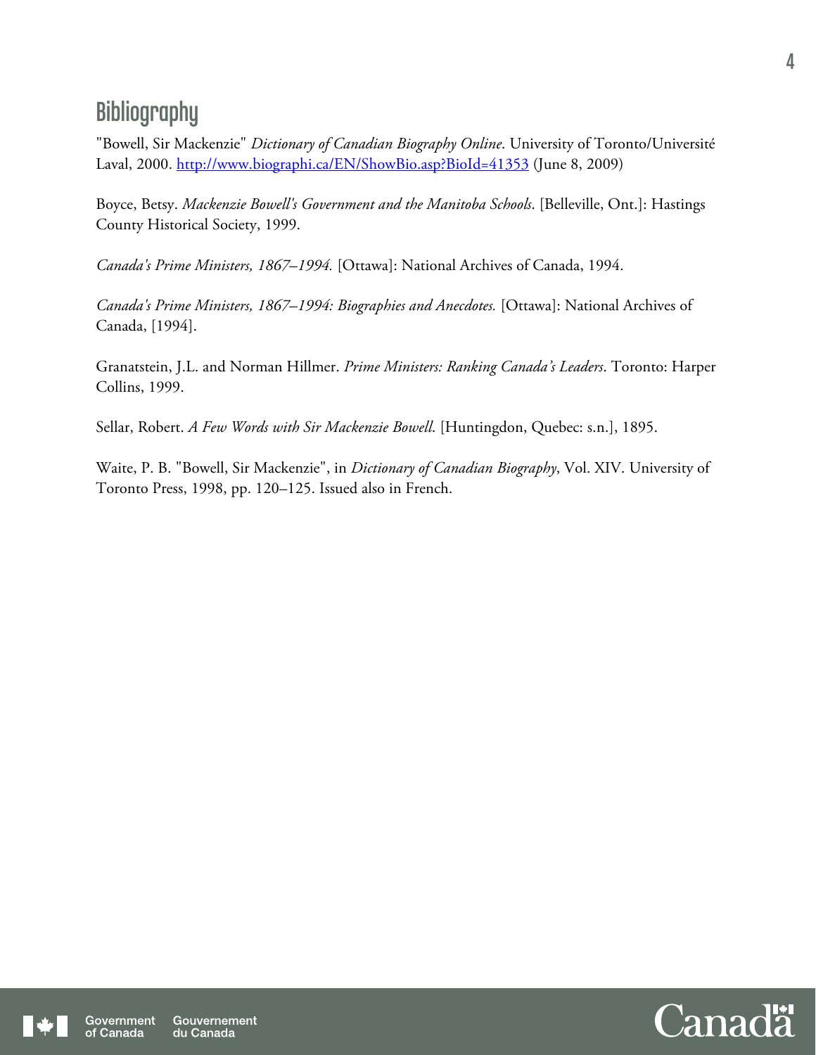## Bibliography

"Bowell, Sir Mackenzie" *Dictionary of Canadian Biography Online*. University of Toronto/Université Laval, 2000. http://www.biographi.ca/EN/ShowBio.asp?BioId=41353 (June 8, 2009)

Boyce, Betsy. *Mackenzie Bowell's Government and the Manitoba Schools*. [Belleville, Ont.]: Hastings County Historical Society, 1999.

*Canada's Prime Ministers, 1867–1994.* [Ottawa]: National Archives of Canada, 1994.

*Canada's Prime Ministers, 1867–1994: Biographies and Anecdotes.* [Ottawa]: National Archives of Canada, [1994].

Granatstein, J.L. and Norman Hillmer. *Prime Ministers: Ranking Canada's Leaders*. Toronto: Harper Collins, 1999.

Sellar, Robert. *A Few Words with Sir Mackenzie Bowell*. [Huntingdon, Quebec: s.n.], 1895.

Waite, P. B. "Bowell, Sir Mackenzie", in *Dictionary of Canadian Biography*, Vol. XIV. University of Toronto Press, 1998, pp. 120–125. Issued also in French.